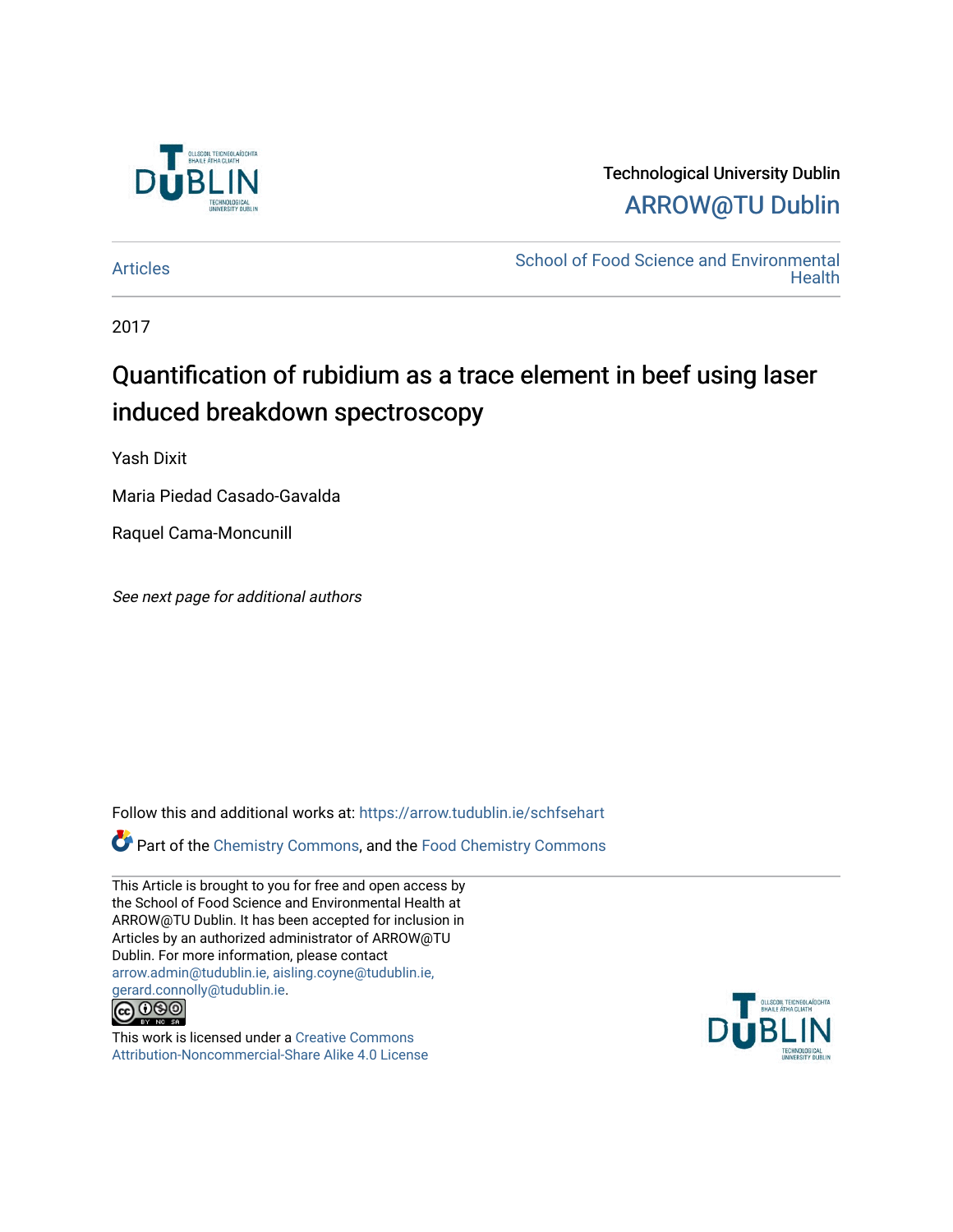Technological University Dublin

ARROW@TU Dublin

Articles

School of Food Science and Environmental Health

2017

# Quantification of rubidium as a trace element in beef using laser induced breakdown spectroscopy

Yash Dixit

Maria Piedad Casado-Gavalda

Raquel Cama-Moncunill

*See next page for additional authors*

Follow this and additional works at: https://arrow.tudublin.ie/schfsehart

Part of the Chemistry Commons, and the Food Chemistry Commons

This Article is brought to you for free and open access by the School of Food Science and Environmental Health at ARROW@TU Dublin. It has been accepted for inclusion in Articles by an authorized administrator of ARROW@TU Dublin. For more information, please contact arrow.admin@tudublin.ie, aisling.coyne@tudublin.ie, gerard.connolly@tudublin.ie.

This work is licensed under a Creative Commons Attribution-Noncommercial-Share Alike 4.0 License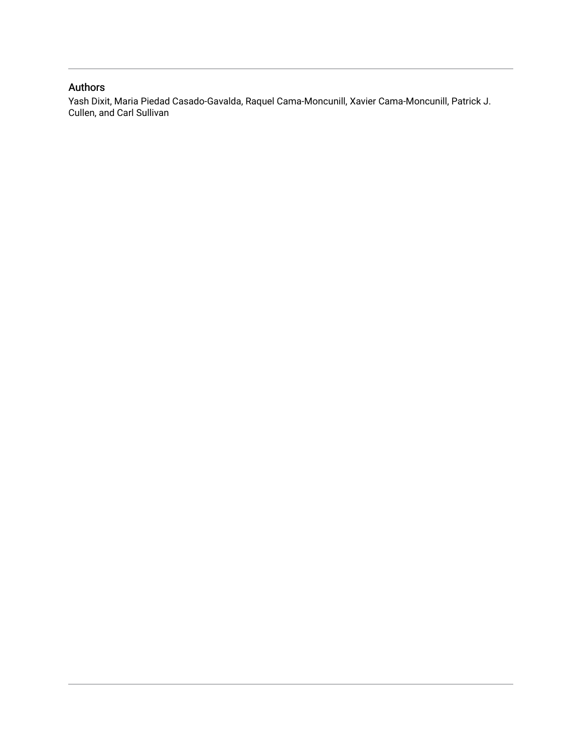## Authors

Yash Dixit, Maria Piedad Casado-Gavalda, Raquel Cama-Moncunill, Xavier Cama-Moncunill, Patrick J. Cullen, and Carl Sullivan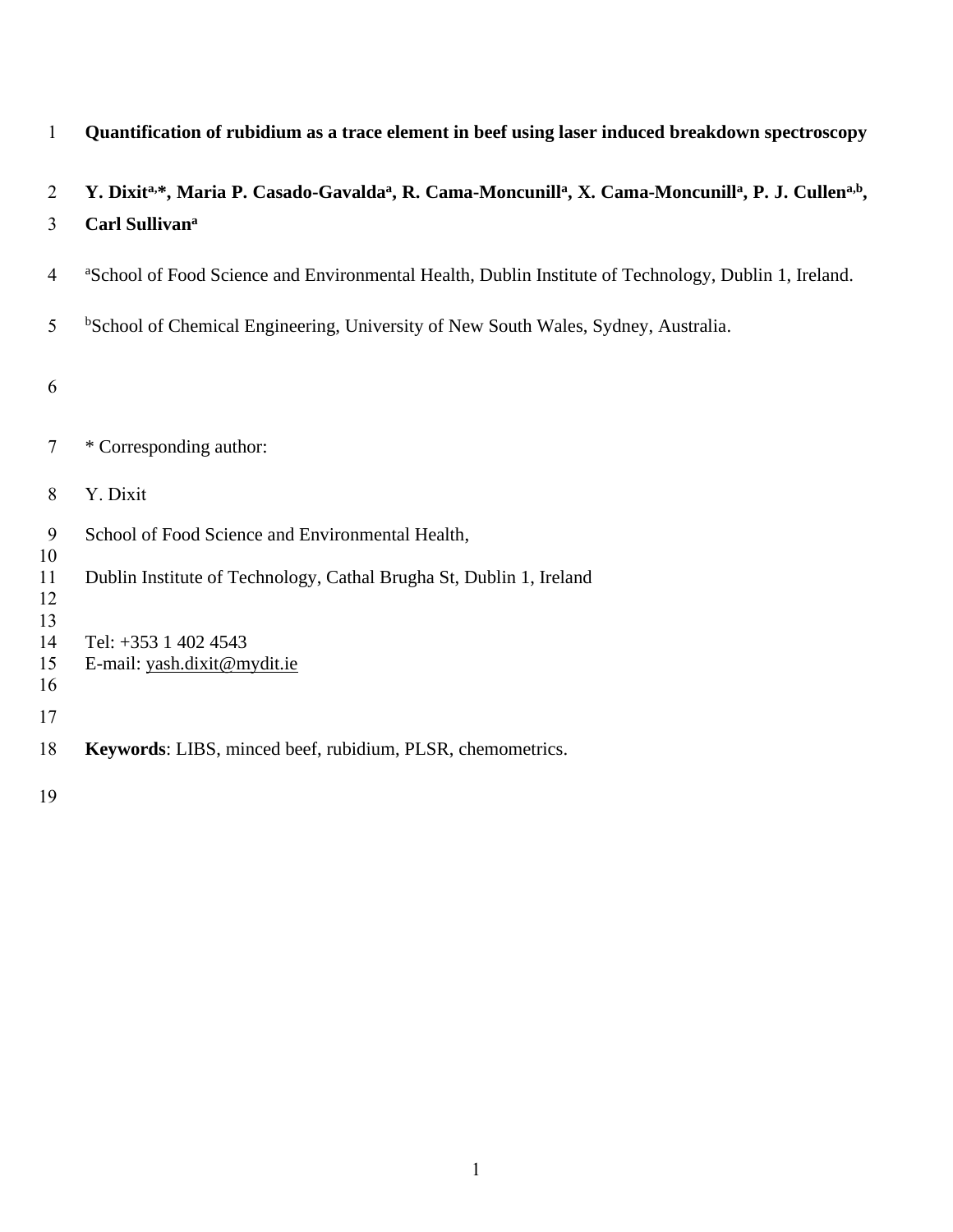# Quantification of rubidium as a trace element in beef using laser induced breakdown spectroscopy

**Y. Dixit[a,*], Maria P. Casado-Gavalda[a], R. Cama-Moncunill[a], X. Cama-Moncunill[a], P. J. Cullen[a,b], Carl Sullivan[a]**

[a]School of Food Science and Environmental Health, Dublin Institute of Technology, Dublin 1, Ireland.

[b]School of Chemical Engineering, University of New South Wales, Sydney, Australia.

* Corresponding author:

Y. Dixit

School of Food Science and Environmental Health,

Dublin Institute of Technology, Cathal Brugha St, Dublin 1, Ireland

Tel: +353 1 402 4543
E-mail: yash.dixit@mydit.ie

**Keywords**: LIBS, minced beef, rubidium, PLSR, chemometrics.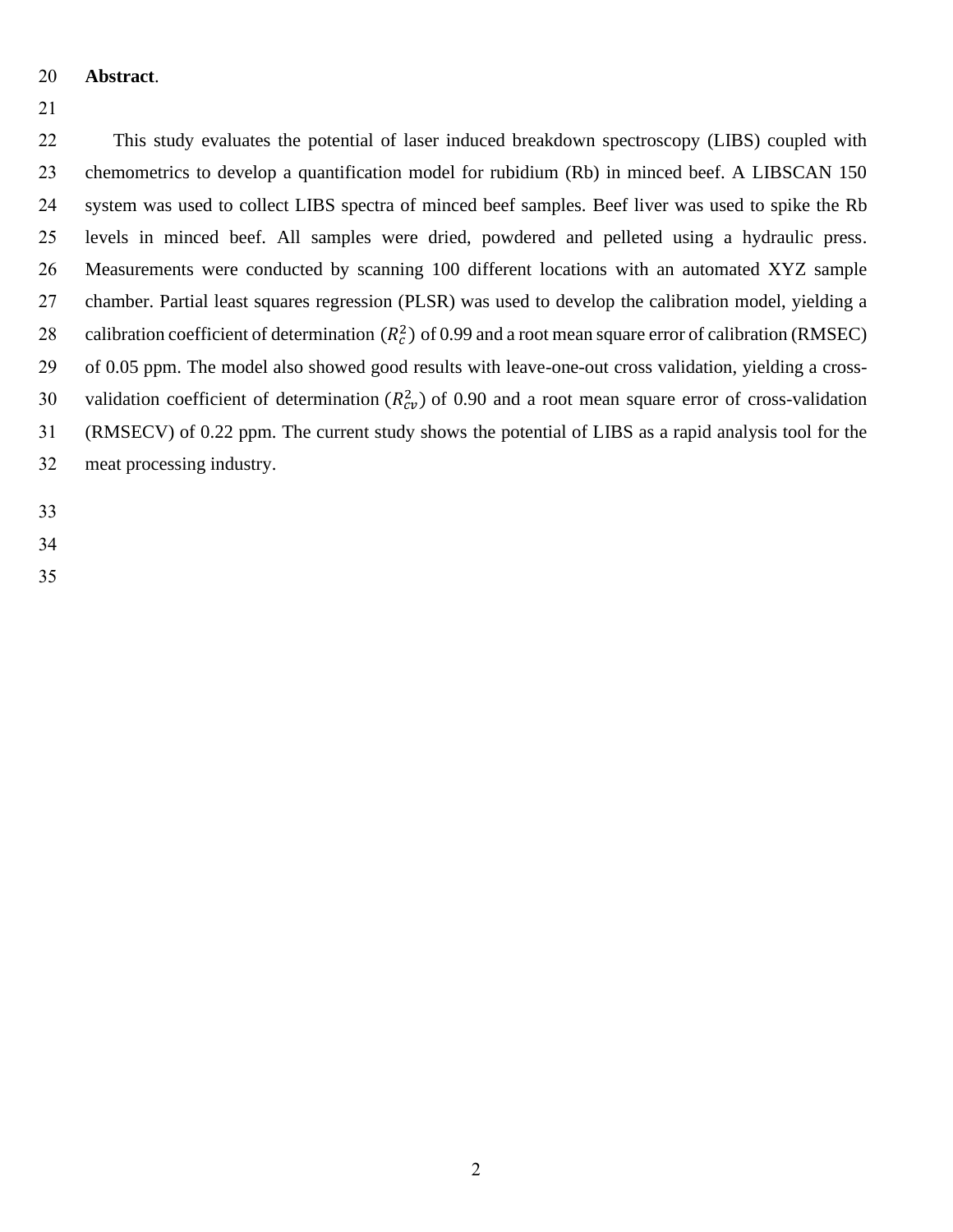**Abstract**.

This study evaluates the potential of laser induced breakdown spectroscopy (LIBS) coupled with chemometrics to develop a quantification model for rubidium (Rb) in minced beef. A LIBSCAN 150 system was used to collect LIBS spectra of minced beef samples. Beef liver was used to spike the Rb levels in minced beef. All samples were dried, powdered and pelleted using a hydraulic press. Measurements were conducted by scanning 100 different locations with an automated XYZ sample chamber. Partial least squares regression (PLSR) was used to develop the calibration model, yielding a calibration coefficient of determination ($R_c^2$) of 0.99 and a root mean square error of calibration (RMSEC) of 0.05 ppm. The model also showed good results with leave-one-out cross validation, yielding a cross-validation coefficient of determination ($R_{cv}^2$) of 0.90 and a root mean square error of cross-validation (RMSECV) of 0.22 ppm. The current study shows the potential of LIBS as a rapid analysis tool for the meat processing industry.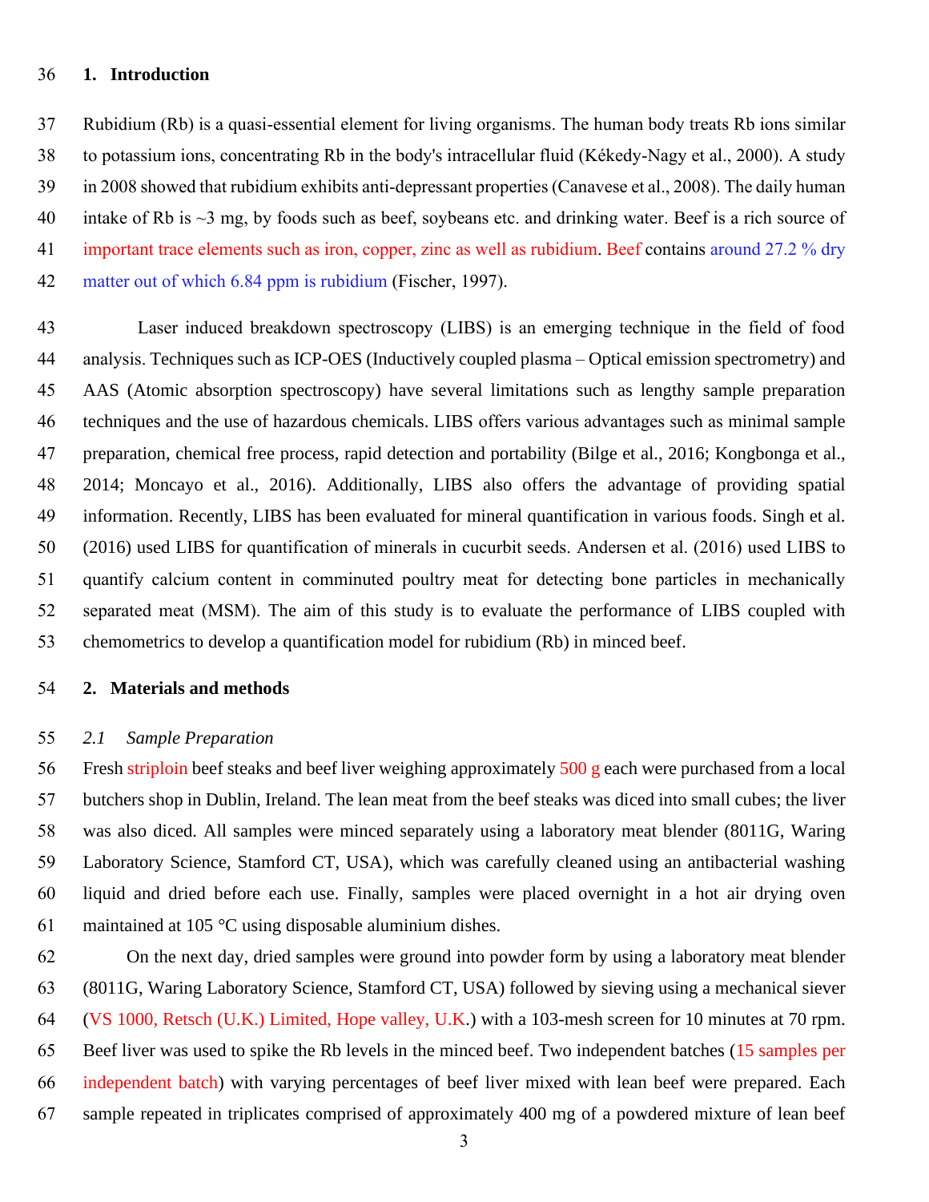## 1. Introduction

Rubidium (Rb) is a quasi-essential element for living organisms. The human body treats Rb ions similar to potassium ions, concentrating Rb in the body's intracellular fluid (Kékedy-Nagy et al., 2000). A study in 2008 showed that rubidium exhibits anti-depressant properties (Canavese et al., 2008). The daily human intake of Rb is ~3 mg, by foods such as beef, soybeans etc. and drinking water. Beef is a rich source of important trace elements such as iron, copper, zinc as well as rubidium. Beef contains around 27.2 % dry matter out of which 6.84 ppm is rubidium (Fischer, 1997).

Laser induced breakdown spectroscopy (LIBS) is an emerging technique in the field of food analysis. Techniques such as ICP-OES (Inductively coupled plasma – Optical emission spectrometry) and AAS (Atomic absorption spectroscopy) have several limitations such as lengthy sample preparation techniques and the use of hazardous chemicals. LIBS offers various advantages such as minimal sample preparation, chemical free process, rapid detection and portability (Bilge et al., 2016; Kongbonga et al., 2014; Moncayo et al., 2016). Additionally, LIBS also offers the advantage of providing spatial information. Recently, LIBS has been evaluated for mineral quantification in various foods. Singh et al. (2016) used LIBS for quantification of minerals in cucurbit seeds. Andersen et al. (2016) used LIBS to quantify calcium content in comminuted poultry meat for detecting bone particles in mechanically separated meat (MSM). The aim of this study is to evaluate the performance of LIBS coupled with chemometrics to develop a quantification model for rubidium (Rb) in minced beef.

## 2. Materials and methods

### *2.1 Sample Preparation*

Fresh striploin beef steaks and beef liver weighing approximately 500 g each were purchased from a local butchers shop in Dublin, Ireland. The lean meat from the beef steaks was diced into small cubes; the liver was also diced. All samples were minced separately using a laboratory meat blender (8011G, Waring Laboratory Science, Stamford CT, USA), which was carefully cleaned using an antibacterial washing liquid and dried before each use. Finally, samples were placed overnight in a hot air drying oven maintained at 105 °C using disposable aluminium dishes.

On the next day, dried samples were ground into powder form by using a laboratory meat blender (8011G, Waring Laboratory Science, Stamford CT, USA) followed by sieving using a mechanical siever (VS 1000, Retsch (U.K.) Limited, Hope valley, U.K.) with a 103-mesh screen for 10 minutes at 70 rpm. Beef liver was used to spike the Rb levels in the minced beef. Two independent batches (15 samples per independent batch) with varying percentages of beef liver mixed with lean beef were prepared. Each sample repeated in triplicates comprised of approximately 400 mg of a powdered mixture of lean beef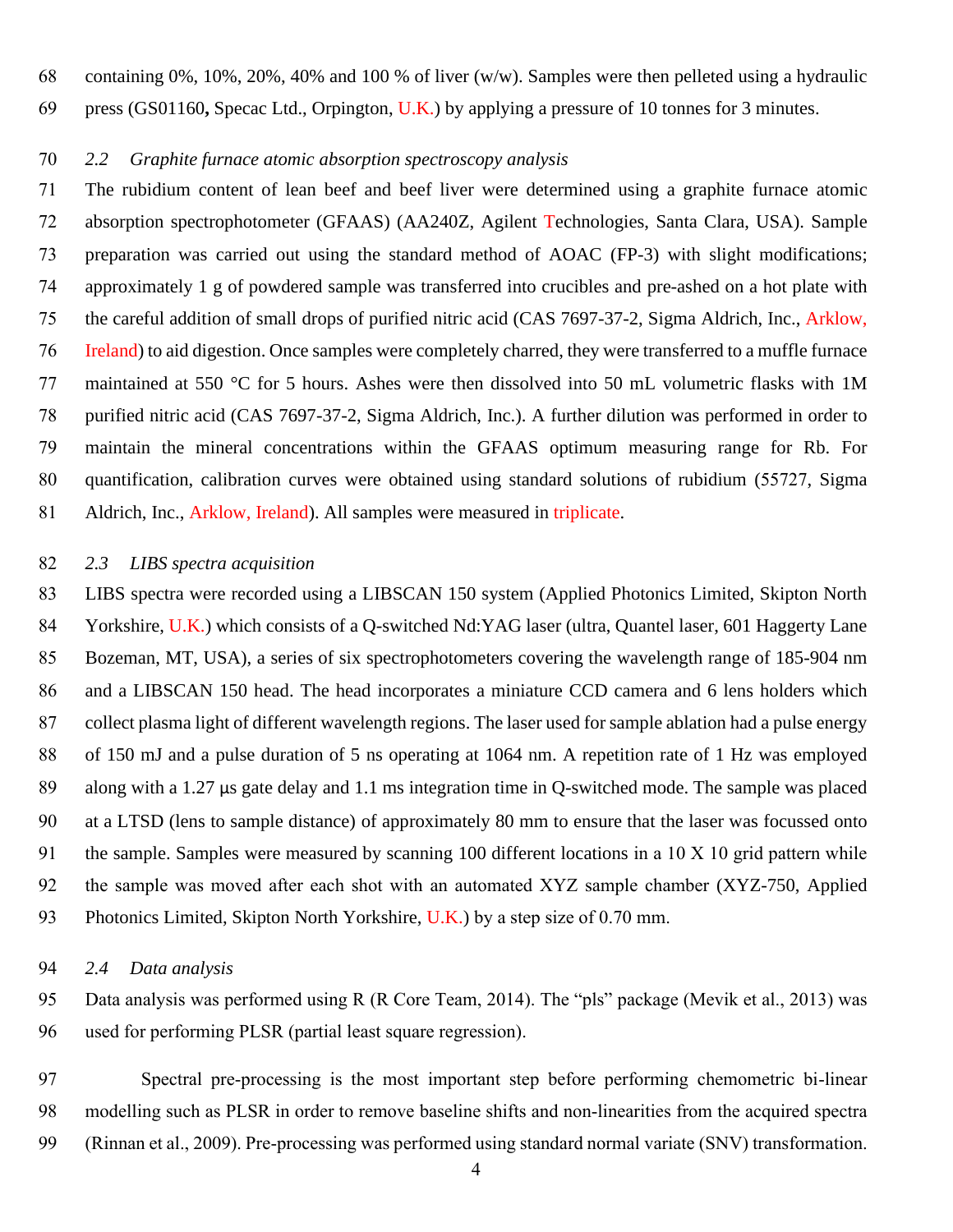containing 0%, 10%, 20%, 40% and 100 % of liver (w/w). Samples were then pelleted using a hydraulic press (GS01160**,** Specac Ltd., Orpington, U.K.) by applying a pressure of 10 tonnes for 3 minutes.

### *2.2 Graphite furnace atomic absorption spectroscopy analysis*

The rubidium content of lean beef and beef liver were determined using a graphite furnace atomic absorption spectrophotometer (GFAAS) (AA240Z, Agilent Technologies, Santa Clara, USA). Sample preparation was carried out using the standard method of AOAC (FP-3) with slight modifications; approximately 1 g of powdered sample was transferred into crucibles and pre-ashed on a hot plate with the careful addition of small drops of purified nitric acid (CAS 7697-37-2, Sigma Aldrich, Inc., Arklow, Ireland) to aid digestion. Once samples were completely charred, they were transferred to a muffle furnace maintained at 550 °C for 5 hours. Ashes were then dissolved into 50 mL volumetric flasks with 1M purified nitric acid (CAS 7697-37-2, Sigma Aldrich, Inc.). A further dilution was performed in order to maintain the mineral concentrations within the GFAAS optimum measuring range for Rb. For quantification, calibration curves were obtained using standard solutions of rubidium (55727, Sigma Aldrich, Inc., Arklow, Ireland). All samples were measured in triplicate.

### *2.3 LIBS spectra acquisition*

LIBS spectra were recorded using a LIBSCAN 150 system (Applied Photonics Limited, Skipton North Yorkshire, U.K.) which consists of a Q-switched Nd:YAG laser (ultra, Quantel laser, 601 Haggerty Lane Bozeman, MT, USA), a series of six spectrophotometers covering the wavelength range of 185-904 nm and a LIBSCAN 150 head. The head incorporates a miniature CCD camera and 6 lens holders which collect plasma light of different wavelength regions. The laser used for sample ablation had a pulse energy of 150 mJ and a pulse duration of 5 ns operating at 1064 nm. A repetition rate of 1 Hz was employed along with a 1.27 μs gate delay and 1.1 ms integration time in Q-switched mode. The sample was placed at a LTSD (lens to sample distance) of approximately 80 mm to ensure that the laser was focussed onto the sample. Samples were measured by scanning 100 different locations in a 10 X 10 grid pattern while the sample was moved after each shot with an automated XYZ sample chamber (XYZ-750, Applied Photonics Limited, Skipton North Yorkshire, U.K.) by a step size of 0.70 mm.

### *2.4 Data analysis*

Data analysis was performed using R (R Core Team, 2014). The "pls" package (Mevik et al., 2013) was used for performing PLSR (partial least square regression).

Spectral pre-processing is the most important step before performing chemometric bi-linear modelling such as PLSR in order to remove baseline shifts and non-linearities from the acquired spectra (Rinnan et al., 2009). Pre-processing was performed using standard normal variate (SNV) transformation.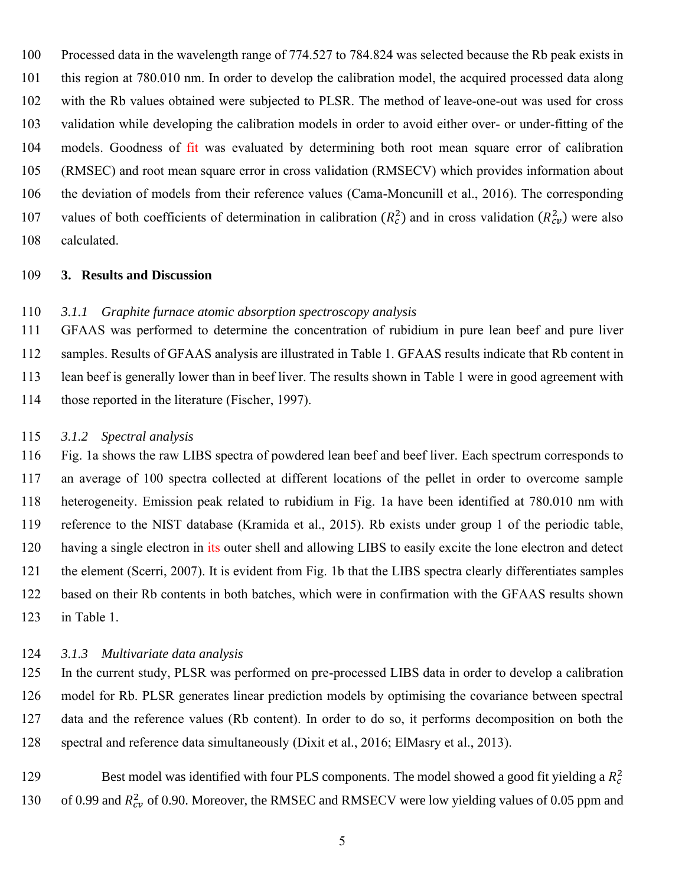Processed data in the wavelength range of 774.527 to 784.824 was selected because the Rb peak exists in this region at 780.010 nm. In order to develop the calibration model, the acquired processed data along with the Rb values obtained were subjected to PLSR. The method of leave-one-out was used for cross validation while developing the calibration models in order to avoid either over- or under-fitting of the models. Goodness of fit was evaluated by determining both root mean square error of calibration (RMSEC) and root mean square error in cross validation (RMSECV) which provides information about the deviation of models from their reference values (Cama-Moncunill et al., 2016). The corresponding values of both coefficients of determination in calibration ($R_c^2$) and in cross validation ($R_{cv}^2$) were also calculated.

## 3. Results and Discussion

### *3.1.1 Graphite furnace atomic absorption spectroscopy analysis*

GFAAS was performed to determine the concentration of rubidium in pure lean beef and pure liver samples. Results of GFAAS analysis are illustrated in Table 1. GFAAS results indicate that Rb content in lean beef is generally lower than in beef liver. The results shown in Table 1 were in good agreement with those reported in the literature (Fischer, 1997).

### *3.1.2 Spectral analysis*

Fig. 1a shows the raw LIBS spectra of powdered lean beef and beef liver. Each spectrum corresponds to an average of 100 spectra collected at different locations of the pellet in order to overcome sample heterogeneity. Emission peak related to rubidium in Fig. 1a have been identified at 780.010 nm with reference to the NIST database (Kramida et al., 2015). Rb exists under group 1 of the periodic table, having a single electron in its outer shell and allowing LIBS to easily excite the lone electron and detect the element (Scerri, 2007). It is evident from Fig. 1b that the LIBS spectra clearly differentiates samples based on their Rb contents in both batches, which were in confirmation with the GFAAS results shown in Table 1.

### *3.1.3 Multivariate data analysis*

In the current study, PLSR was performed on pre-processed LIBS data in order to develop a calibration model for Rb. PLSR generates linear prediction models by optimising the covariance between spectral data and the reference values (Rb content). In order to do so, it performs decomposition on both the spectral and reference data simultaneously (Dixit et al., 2016; ElMasry et al., 2013).

Best model was identified with four PLS components. The model showed a good fit yielding a $R_c^2$ of 0.99 and $R_{cv}^2$ of 0.90. Moreover, the RMSEC and RMSECV were low yielding values of 0.05 ppm and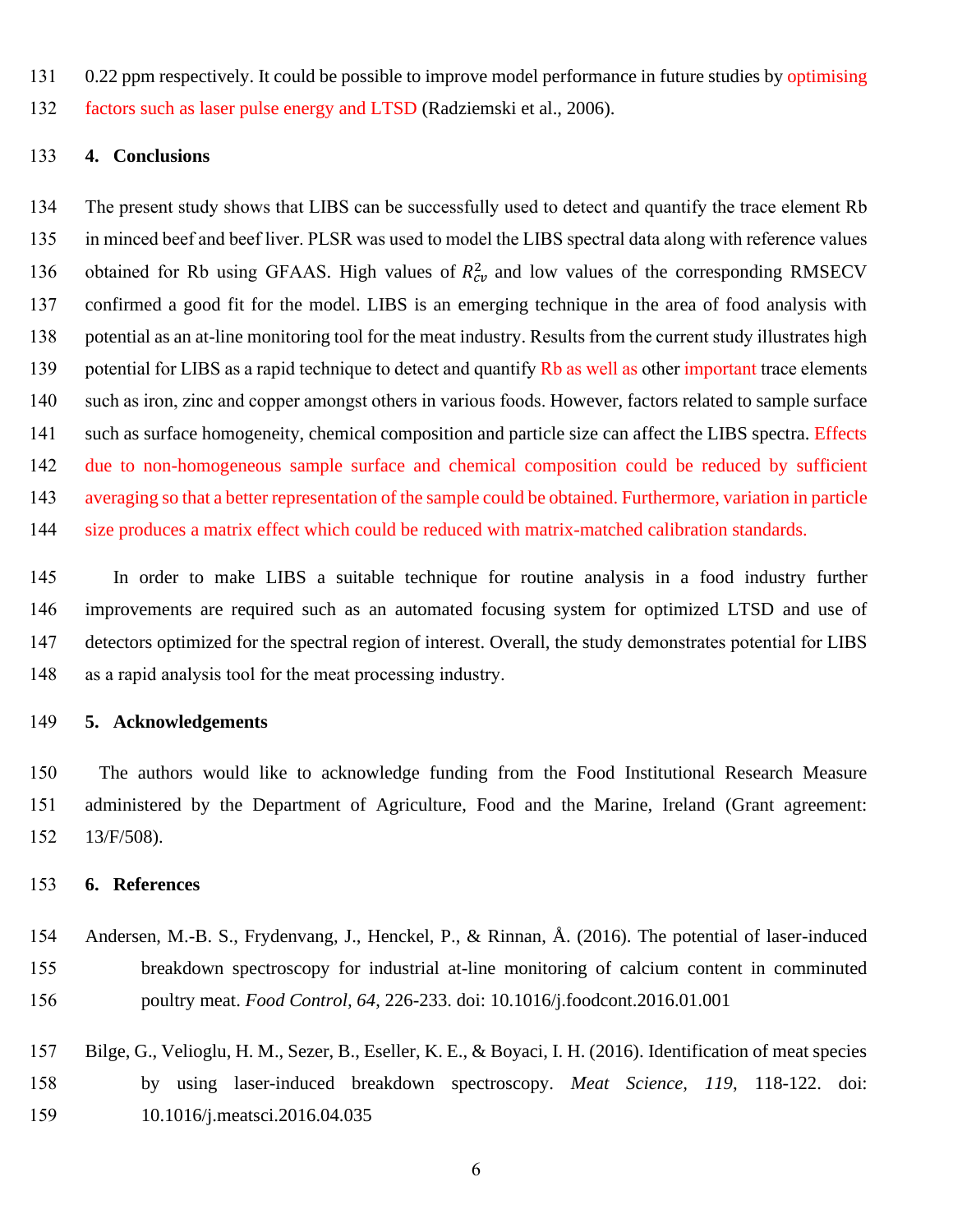0.22 ppm respectively. It could be possible to improve model performance in future studies by optimising factors such as laser pulse energy and LTSD (Radziemski et al., 2006).

## 4. Conclusions

The present study shows that LIBS can be successfully used to detect and quantify the trace element Rb in minced beef and beef liver. PLSR was used to model the LIBS spectral data along with reference values obtained for Rb using GFAAS. High values of $R_{cv}^2$ and low values of the corresponding RMSECV confirmed a good fit for the model. LIBS is an emerging technique in the area of food analysis with potential as an at-line monitoring tool for the meat industry. Results from the current study illustrates high potential for LIBS as a rapid technique to detect and quantify Rb as well as other important trace elements such as iron, zinc and copper amongst others in various foods. However, factors related to sample surface such as surface homogeneity, chemical composition and particle size can affect the LIBS spectra. Effects due to non-homogeneous sample surface and chemical composition could be reduced by sufficient averaging so that a better representation of the sample could be obtained. Furthermore, variation in particle size produces a matrix effect which could be reduced with matrix-matched calibration standards.

In order to make LIBS a suitable technique for routine analysis in a food industry further improvements are required such as an automated focusing system for optimized LTSD and use of detectors optimized for the spectral region of interest. Overall, the study demonstrates potential for LIBS as a rapid analysis tool for the meat processing industry.

## 5. Acknowledgements

The authors would like to acknowledge funding from the Food Institutional Research Measure administered by the Department of Agriculture, Food and the Marine, Ireland (Grant agreement: 13/F/508).

## 6. References

Andersen, M.-B. S., Frydenvang, J., Henckel, P., & Rinnan, Å. (2016). The potential of laser-induced breakdown spectroscopy for industrial at-line monitoring of calcium content in comminuted poultry meat. *Food Control, 64*, 226-233. doi: 10.1016/j.foodcont.2016.01.001

Bilge, G., Velioglu, H. M., Sezer, B., Eseller, K. E., & Boyaci, I. H. (2016). Identification of meat species by using laser-induced breakdown spectroscopy. *Meat Science, 119*, 118-122. doi: 10.1016/j.meatsci.2016.04.035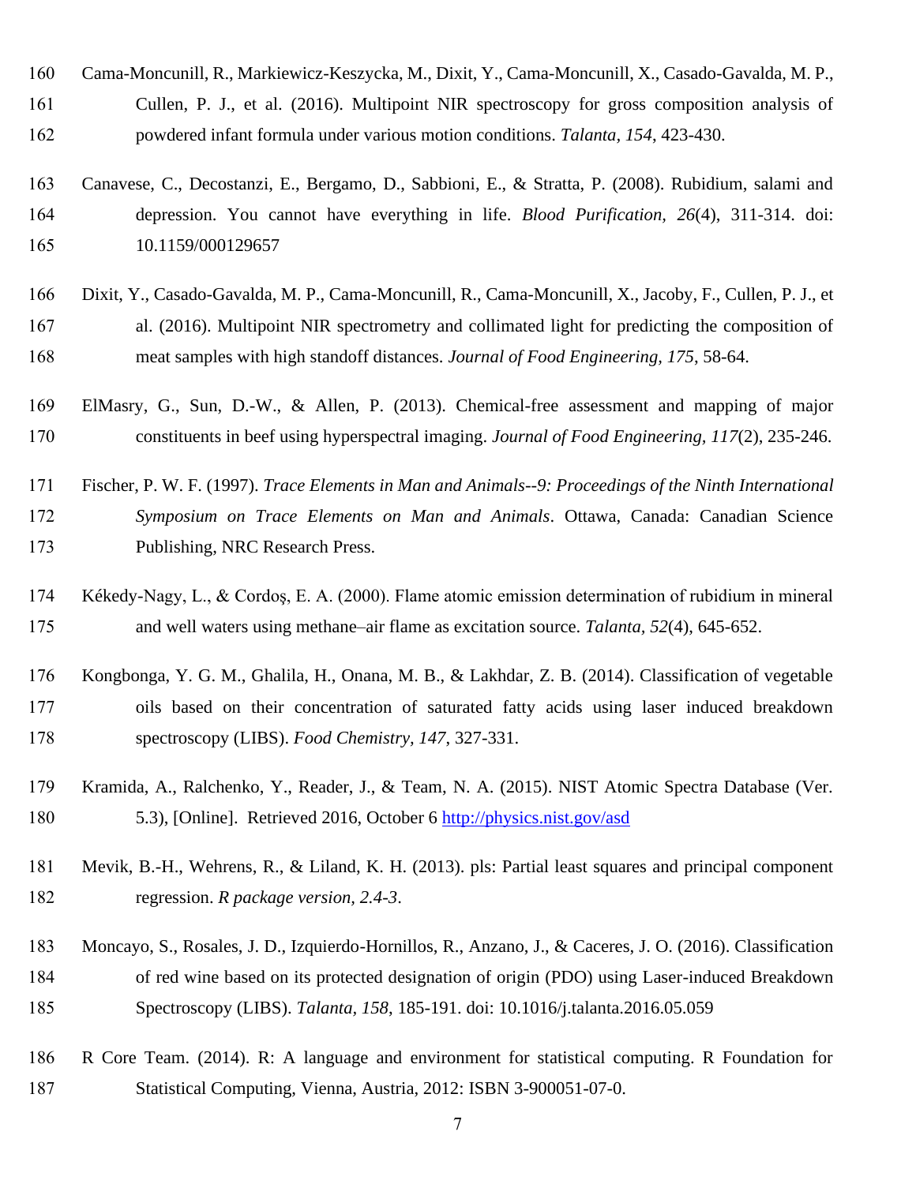Cama-Moncunill, R., Markiewicz-Keszycka, M., Dixit, Y., Cama-Moncunill, X., Casado-Gavalda, M. P., Cullen, P. J., et al. (2016). Multipoint NIR spectroscopy for gross composition analysis of powdered infant formula under various motion conditions. *Talanta, 154*, 423-430.

Canavese, C., Decostanzi, E., Bergamo, D., Sabbioni, E., & Stratta, P. (2008). Rubidium, salami and depression. You cannot have everything in life. *Blood Purification, 26*(4), 311-314. doi: 10.1159/000129657

Dixit, Y., Casado-Gavalda, M. P., Cama-Moncunill, R., Cama-Moncunill, X., Jacoby, F., Cullen, P. J., et al. (2016). Multipoint NIR spectrometry and collimated light for predicting the composition of meat samples with high standoff distances. *Journal of Food Engineering, 175*, 58-64.

ElMasry, G., Sun, D.-W., & Allen, P. (2013). Chemical-free assessment and mapping of major constituents in beef using hyperspectral imaging. *Journal of Food Engineering, 117*(2), 235-246.

Fischer, P. W. F. (1997). *Trace Elements in Man and Animals--9: Proceedings of the Ninth International Symposium on Trace Elements on Man and Animals*. Ottawa, Canada: Canadian Science Publishing, NRC Research Press.

Kékedy-Nagy, L., & Cordoş, E. A. (2000). Flame atomic emission determination of rubidium in mineral and well waters using methane–air flame as excitation source. *Talanta, 52*(4), 645-652.

Kongbonga, Y. G. M., Ghalila, H., Onana, M. B., & Lakhdar, Z. B. (2014). Classification of vegetable oils based on their concentration of saturated fatty acids using laser induced breakdown spectroscopy (LIBS). *Food Chemistry, 147*, 327-331.

Kramida, A., Ralchenko, Y., Reader, J., & Team, N. A. (2015). NIST Atomic Spectra Database (Ver. 5.3), [Online]. Retrieved 2016, October 6 http://physics.nist.gov/asd

Mevik, B.-H., Wehrens, R., & Liland, K. H. (2013). pls: Partial least squares and principal component regression. *R package version, 2.4-3*.

Moncayo, S., Rosales, J. D., Izquierdo-Hornillos, R., Anzano, J., & Caceres, J. O. (2016). Classification of red wine based on its protected designation of origin (PDO) using Laser-induced Breakdown Spectroscopy (LIBS). *Talanta, 158*, 185-191. doi: 10.1016/j.talanta.2016.05.059

R Core Team. (2014). R: A language and environment for statistical computing. R Foundation for Statistical Computing, Vienna, Austria, 2012: ISBN 3-900051-07-0.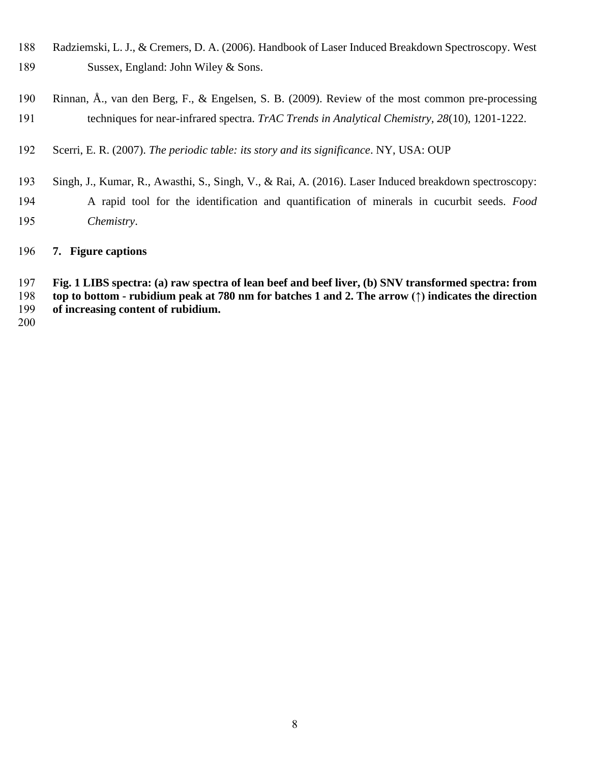Radziemski, L. J., & Cremers, D. A. (2006). Handbook of Laser Induced Breakdown Spectroscopy. West Sussex, England: John Wiley & Sons.

Rinnan, Å., van den Berg, F., & Engelsen, S. B. (2009). Review of the most common pre-processing techniques for near-infrared spectra. *TrAC Trends in Analytical Chemistry*, *28*(10), 1201-1222.

Scerri, E. R. (2007). *The periodic table: its story and its significance*. NY, USA: OUP

Singh, J., Kumar, R., Awasthi, S., Singh, V., & Rai, A. (2016). Laser Induced breakdown spectroscopy: A rapid tool for the identification and quantification of minerals in cucurbit seeds. *Food Chemistry*.

## 7. Figure captions

**Fig. 1 LIBS spectra: (a) raw spectra of lean beef and beef liver, (b) SNV transformed spectra: from top to bottom - rubidium peak at 780 nm for batches 1 and 2. The arrow (↑) indicates the direction of increasing content of rubidium.**